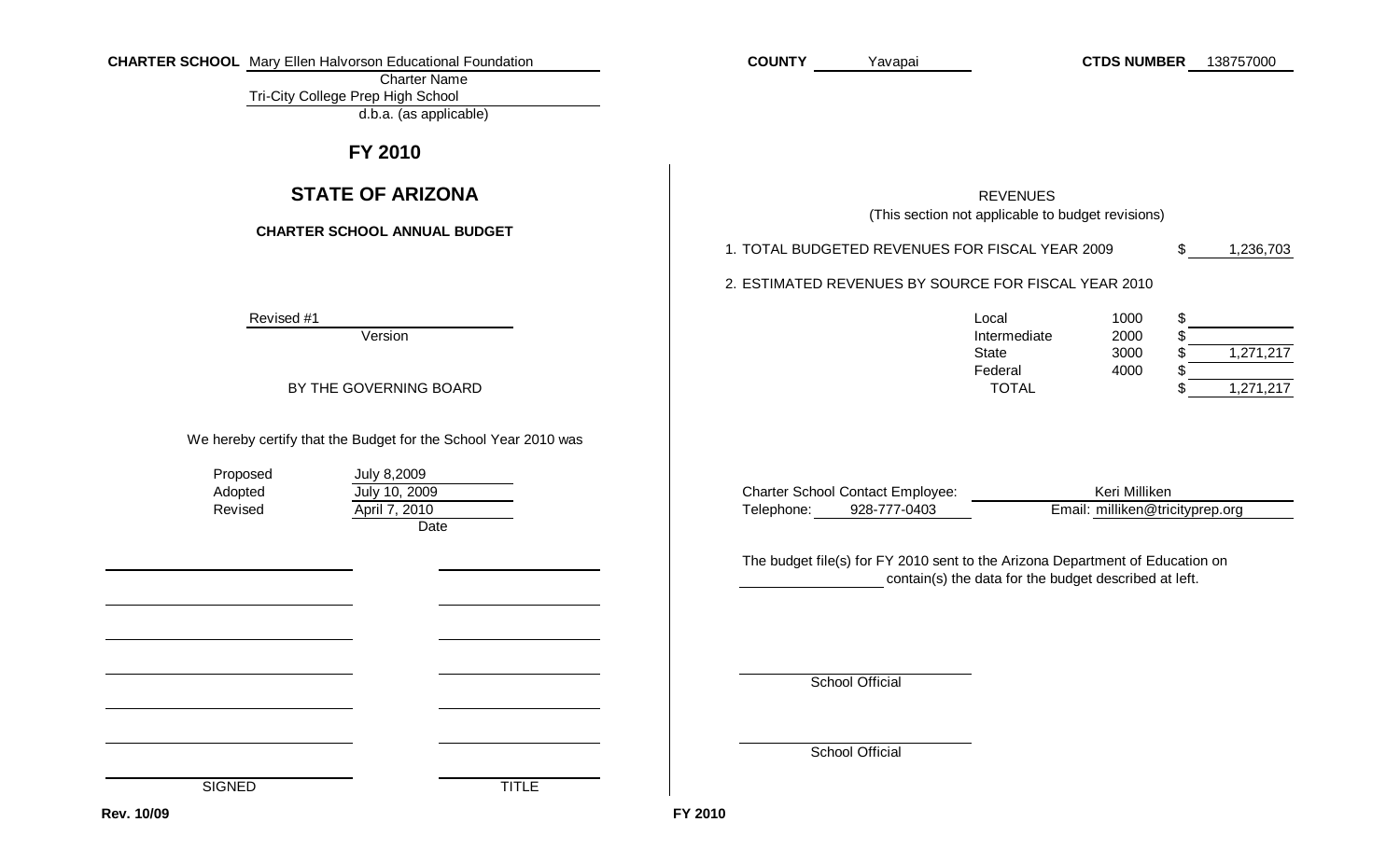**CHARTER SCHOOL** Mary Ellen Halvorson Educational Foundation
Charter Name

Tri-City College Prep High School
d.b.a. (as applicable)

**COUNTY** Yavapai

**CTDS NUMBER** 138757000

## FY 2010

## STATE OF ARIZONA

### CHARTER SCHOOL ANNUAL BUDGET

Revised #1
Version

BY THE GOVERNING BOARD

We hereby certify that the Budget for the School Year 2010 was

| | Date |
|---|---|
| Proposed | July 8,2009 |
| Adopted | July 10, 2009 |
| Revised | April 7, 2010 |

| SIGNED | TITLE |
|---|---|
| | |
| | |
| | |
| | |
| | |
| | |
| | |

REVENUES
(This section not applicable to budget revisions)

1. TOTAL BUDGETED REVENUES FOR FISCAL YEAR 2009 $ 1,236,703

2. ESTIMATED REVENUES BY SOURCE FOR FISCAL YEAR 2010

| Source | Code | Amount |
|---|---|---|
| Local | 1000 | $ |
| Intermediate | 2000 | $ |
| State | 3000 | $ 1,271,217 |
| Federal | 4000 | $ |
| TOTAL | | $ 1,271,217 |

Charter School Contact Employee: Keri Milliken
Telephone: 928-777-0403 Email: milliken@tricityprep.org

The budget file(s) for FY 2010 sent to the Arizona Department of Education on \_\_\_\_\_\_\_\_\_\_ contain(s) the data for the budget described at left.

School Official

School Official

Rev. 10/09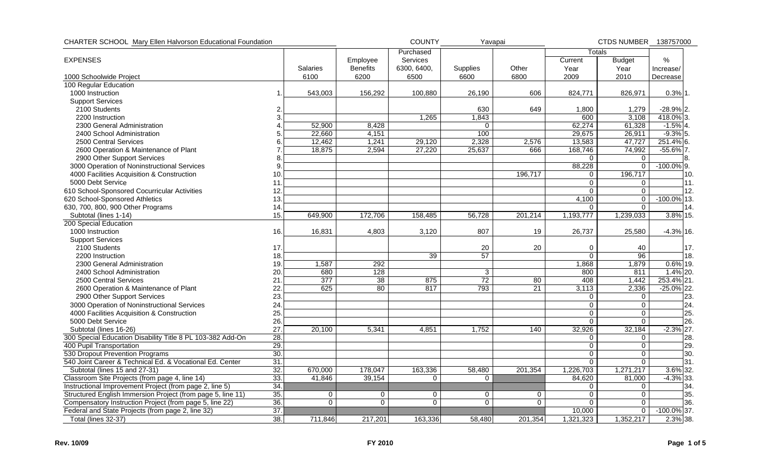CHARTER SCHOOL Mary Ellen Halvorson Educational Foundation | COUNTY Yavapai | CTDS NUMBER 138757000

| EXPENSES | | Salaries | Employee Benefits | Purchased Services 6300, 6400, 6500 | Supplies | Other | Totals Current Year | Budget Year | % Increase/ | |
|---|---|---|---|---|---|---|---|---|---|---|
| 1000 Schoolwide Project | | 6100 | 6200 | | 6600 | 6800 | 2009 | 2010 | Decrease | |
| 100 Regular Education | | | | | | | | | | |
| 1000 Instruction | 1. | 543,003 | 156,292 | 100,880 | 26,190 | 606 | 824,771 | 826,971 | 0.3% | 1. |
| Support Services | | | | | | | | | | |
| 2100 Students | 2. | | | | 630 | 649 | 1,800 | 1,279 | -28.9% | 2. |
| 2200 Instruction | 3. | | | 1,265 | 1,843 | | 600 | 3,108 | 418.0% | 3. |
| 2300 General Administration | 4. | 52,900 | 8,428 | | 0 | | 62,274 | 61,328 | -1.5% | 4. |
| 2400 School Administration | 5. | 22,660 | 4,151 | | 100 | | 29,675 | 26,911 | -9.3% | 5. |
| 2500 Central Services | 6. | 12,462 | 1,241 | 29,120 | 2,328 | 2,576 | 13,583 | 47,727 | 251.4% | 6. |
| 2600 Operation & Maintenance of Plant | 7. | 18,875 | 2,594 | 27,220 | 25,637 | 666 | 168,746 | 74,992 | -55.6% | 7. |
| 2900 Other Support Services | 8. | | | | | | 0 | 0 | | 8. |
| 3000 Operation of Noninstructional Services | 9. | | | | | | 88,228 | 0 | -100.0% | 9. |
| 4000 Facilities Acquisition & Construction | 10. | | | | | 196,717 | 0 | 196,717 | | 10. |
| 5000 Debt Service | 11. | | | | | | 0 | 0 | | 11. |
| 610 School-Sponsored Cocurricular Activities | 12. | | | | | | 0 | 0 | | 12. |
| 620 School-Sponsored Athletics | 13. | | | | | | 4,100 | 0 | -100.0% | 13. |
| 630, 700, 800, 900 Other Programs | 14. | | | | | | 0 | 0 | | 14. |
| Subtotal (lines 1-14) | 15. | 649,900 | 172,706 | 158,485 | 56,728 | 201,214 | 1,193,777 | 1,239,033 | 3.8% | 15. |
| 200 Special Education | | | | | | | | | | |
| 1000 Instruction | 16. | 16,831 | 4,803 | 3,120 | 807 | 19 | 26,737 | 25,580 | -4.3% | 16. |
| Support Services | | | | | | | | | | |
| 2100 Students | 17. | | | | 20 | 20 | 0 | 40 | | 17. |
| 2200 Instruction | 18. | | | 39 | 57 | | 0 | 96 | | 18. |
| 2300 General Administration | 19. | 1,587 | 292 | | | | 1,868 | 1,879 | 0.6% | 19. |
| 2400 School Administration | 20. | 680 | 128 | | 3 | | 800 | 811 | 1.4% | 20. |
| 2500 Central Services | 21. | 377 | 38 | 875 | 72 | 80 | 408 | 1,442 | 253.4% | 21. |
| 2600 Operation & Maintenance of Plant | 22. | 625 | 80 | 817 | 793 | 21 | 3,113 | 2,336 | -25.0% | 22. |
| 2900 Other Support Services | 23. | | | | | | 0 | 0 | | 23. |
| 3000 Operation of Noninstructional Services | 24. | | | | | | 0 | 0 | | 24. |
| 4000 Facilities Acquisition & Construction | 25. | | | | | | 0 | 0 | | 25. |
| 5000 Debt Service | 26. | | | | | | 0 | 0 | | 26. |
| Subtotal (lines 16-26) | 27. | 20,100 | 5,341 | 4,851 | 1,752 | 140 | 32,926 | 32,184 | -2.3% | 27. |
| 300 Special Education Disability Title 8 PL 103-382 Add-On | 28. | | | | | | 0 | 0 | | 28. |
| 400 Pupil Transportation | 29. | | | | | | 0 | 0 | | 29. |
| 530 Dropout Prevention Programs | 30. | | | | | | 0 | 0 | | 30. |
| 540 Joint Career & Technical Ed. & Vocational Ed. Center | 31. | | | | | | 0 | 0 | | 31. |
| Subtotal (lines 15 and 27-31) | 32. | 670,000 | 178,047 | 163,336 | 58,480 | 201,354 | 1,226,703 | 1,271,217 | 3.6% | 32. |
| Classroom Site Projects (from page 4, line 14) | 33. | 41,846 | 39,154 | 0 | 0 | | 84,620 | 81,000 | -4.3% | 33. |
| Instructional Improvement Project (from page 2, line 5) | 34. | | | | | | 0 | 0 | | 34. |
| Structured English Immersion Project (from page 5, line 11) | 35. | 0 | 0 | 0 | 0 | 0 | 0 | 0 | | 35. |
| Compensatory Instruction Project (from page 5, line 22) | 36. | 0 | 0 | 0 | 0 | 0 | 0 | 0 | | 36. |
| Federal and State Projects (from page 2, line 32) | 37. | | | | | | 10,000 | 0 | -100.0% | 37. |
| Total (lines 32-37) | 38. | 711,846 | 217,201 | 163,336 | 58,480 | 201,354 | 1,321,323 | 1,352,217 | 2.3% | 38. |

Rev. 10/09 FY 2010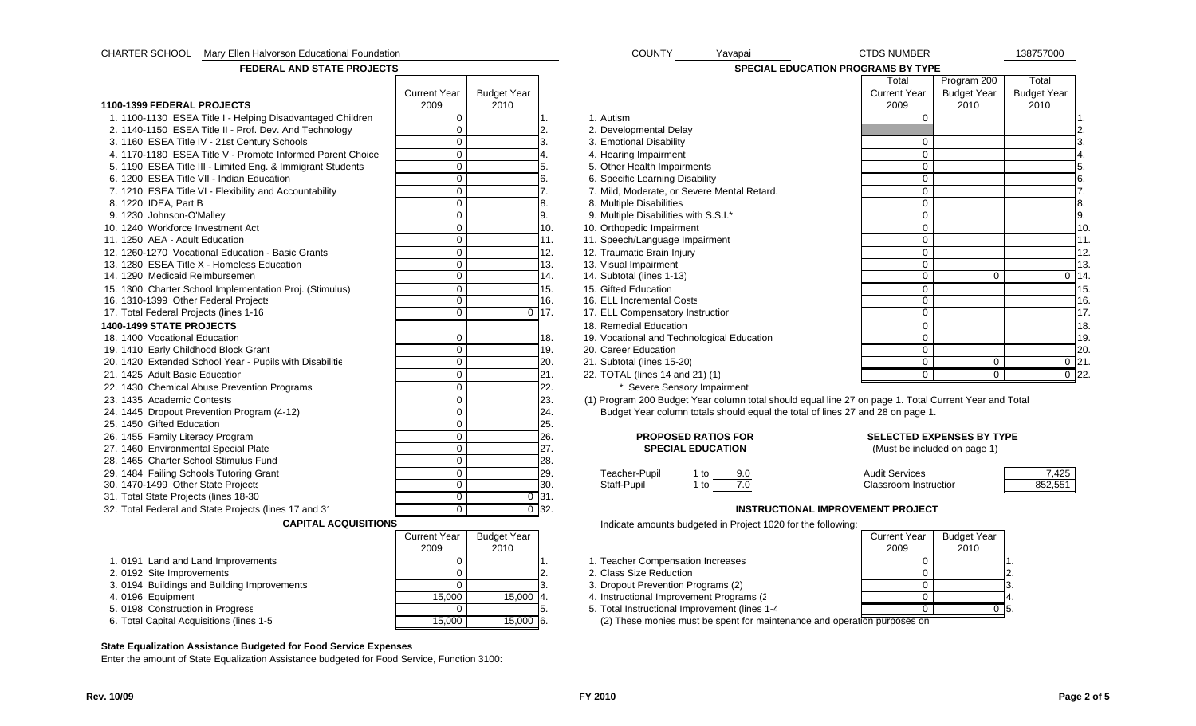CHARTER SCHOOL Mary Ellen Halvorson Educational Foundation COUNTY Yavapai CTDS NUMBER 138757000

## FEDERAL AND STATE PROJECTS

| 1100-1399 FEDERAL PROJECTS | Current Year 2009 | Budget Year 2010 | |
|---|---|---|---|
| 1. 1100-1130 ESEA Title I - Helping Disadvantaged Children | 0 | | 1. |
| 2. 1140-1150 ESEA Title II - Prof. Dev. And Technology | 0 | | 2. |
| 3. 1160 ESEA Title IV - 21st Century Schools | 0 | | 3. |
| 4. 1170-1180 ESEA Title V - Promote Informed Parent Choice | 0 | | 4. |
| 5. 1190 ESEA Title III - Limited Eng. & Immigrant Students | 0 | | 5. |
| 6. 1200 ESEA Title VII - Indian Education | 0 | | 6. |
| 7. 1210 ESEA Title VI - Flexibility and Accountability | 0 | | 7. |
| 8. 1220 IDEA, Part B | 0 | | 8. |
| 9. 1230 Johnson-O'Malley | 0 | | 9. |
| 10. 1240 Workforce Investment Act | 0 | | 10. |
| 11. 1250 AEA - Adult Education | 0 | | 11. |
| 12. 1260-1270 Vocational Education - Basic Grants | 0 | | 12. |
| 13. 1280 ESEA Title X - Homeless Education | 0 | | 13. |
| 14. 1290 Medicaid Reimbursemen | 0 | | 14. |
| 15. 1300 Charter School Implementation Proj. (Stimulus) | 0 | | 15. |
| 16. 1310-1399 Other Federal Projects | 0 | | 16. |
| 17. Total Federal Projects (lines 1-16 | 0 | 0 | 17. |
| **1400-1499 STATE PROJECTS** | | | |
| 18. 1400 Vocational Education | 0 | | 18. |
| 19. 1410 Early Childhood Block Grant | 0 | | 19. |
| 20. 1420 Extended School Year - Pupils with Disabilitie | 0 | | 20. |
| 21. 1425 Adult Basic Educatior | 0 | | 21. |
| 22. 1430 Chemical Abuse Prevention Programs | 0 | | 22. |
| 23. 1435 Academic Contests | 0 | | 23. |
| 24. 1445 Dropout Prevention Program (4-12) | 0 | | 24. |
| 25. 1450 Gifted Education | 0 | | 25. |
| 26. 1455 Family Literacy Program | 0 | | 26. |
| 27. 1460 Environmental Special Plate | 0 | | 27. |
| 28. 1465 Charter School Stimulus Fund | 0 | | 28. |
| 29. 1484 Failing Schools Tutoring Grant | 0 | | 29. |
| 30. 1470-1499 Other State Projects | 0 | | 30. |
| 31. Total State Projects (lines 18-30 | 0 | 0 | 31. |
| 32. Total Federal and State Projects (lines 17 and 31 | 0 | 0 | 32. |

## CAPITAL ACQUISITIONS

| | Current Year 2009 | Budget Year 2010 | |
|---|---|---|---|
| 1. 0191 Land and Land Improvements | 0 | | 1. |
| 2. 0192 Site Improvements | 0 | | 2. |
| 3. 0194 Buildings and Building Improvements | 0 | | 3. |
| 4. 0196 Equipment | 15,000 | 15,000 | 4. |
| 5. 0198 Construction in Progress | 0 | | 5. |
| 6. Total Capital Acquisitions (lines 1-5 | 15,000 | 15,000 | 6. |

**State Equalization Assistance Budgeted for Food Service Expenses**

Enter the amount of State Equalization Assistance budgeted for Food Service, Function 3100: ________

## SPECIAL EDUCATION PROGRAMS BY TYPE

| | Total Current Year 2009 | Program 200 Budget Year 2010 | Total Budget Year 2010 | |
|---|---|---|---|---|
| 1. Autism | 0 | | | 1. |
| 2. Developmental Delay | | | | 2. |
| 3. Emotional Disability | 0 | | | 3. |
| 4. Hearing Impairment | 0 | | | 4. |
| 5. Other Health Impairments | 0 | | | 5. |
| 6. Specific Learning Disability | 0 | | | 6. |
| 7. Mild, Moderate, or Severe Mental Retard. | 0 | | | 7. |
| 8. Multiple Disabilities | 0 | | | 8. |
| 9. Multiple Disabilities with S.S.I.* | 0 | | | 9. |
| 10. Orthopedic Impairment | 0 | | | 10. |
| 11. Speech/Language Impairment | 0 | | | 11. |
| 12. Traumatic Brain Injury | 0 | | | 12. |
| 13. Visual Impairment | 0 | | | 13. |
| 14. Subtotal (lines 1-13) | 0 | 0 | 0 | 14. |
| 15. Gifted Education | 0 | | | 15. |
| 16. ELL Incremental Costs | 0 | | | 16. |
| 17. ELL Compensatory Instructior | 0 | | | 17. |
| 18. Remedial Education | 0 | | | 18. |
| 19. Vocational and Technological Education | 0 | | | 19. |
| 20. Career Education | 0 | | | 20. |
| 21. Subtotal (lines 15-20) | 0 | 0 | 0 | 21. |
| 22. TOTAL (lines 14 and 21) (1) | 0 | 0 | 0 | 22. |

\* Severe Sensory Impairment

(1) Program 200 Budget Year column total should equal line 27 on page 1. Total Current Year and Total Budget Year column totals should equal the total of lines 27 and 28 on page 1.

### PROPOSED RATIOS FOR SPECIAL EDUCATION

| | | |
|---|---|---|
| Teacher-Pupil | 1 to | 9.0 |
| Staff-Pupil | 1 to | 7.0 |

### SELECTED EXPENSES BY TYPE

(Must be included on page 1)

| | |
|---|---|
| Audit Services | 7,425 |
| Classroom Instructior | 852,551 |

## INSTRUCTIONAL IMPROVEMENT PROJECT

Indicate amounts budgeted in Project 1020 for the following:

| | Current Year 2009 | Budget Year 2010 | |
|---|---|---|---|
| 1. Teacher Compensation Increases | 0 | | 1. |
| 2. Class Size Reduction | 0 | | 2. |
| 3. Dropout Prevention Programs (2) | 0 | | 3. |
| 4. Instructional Improvement Programs (2 | 0 | | 4. |
| 5. Total Instructional Improvement (lines 1-4 | 0 | 0 | 5. |

(2) These monies must be spent for maintenance and operation purposes on

Rev. 10/09 FY 2010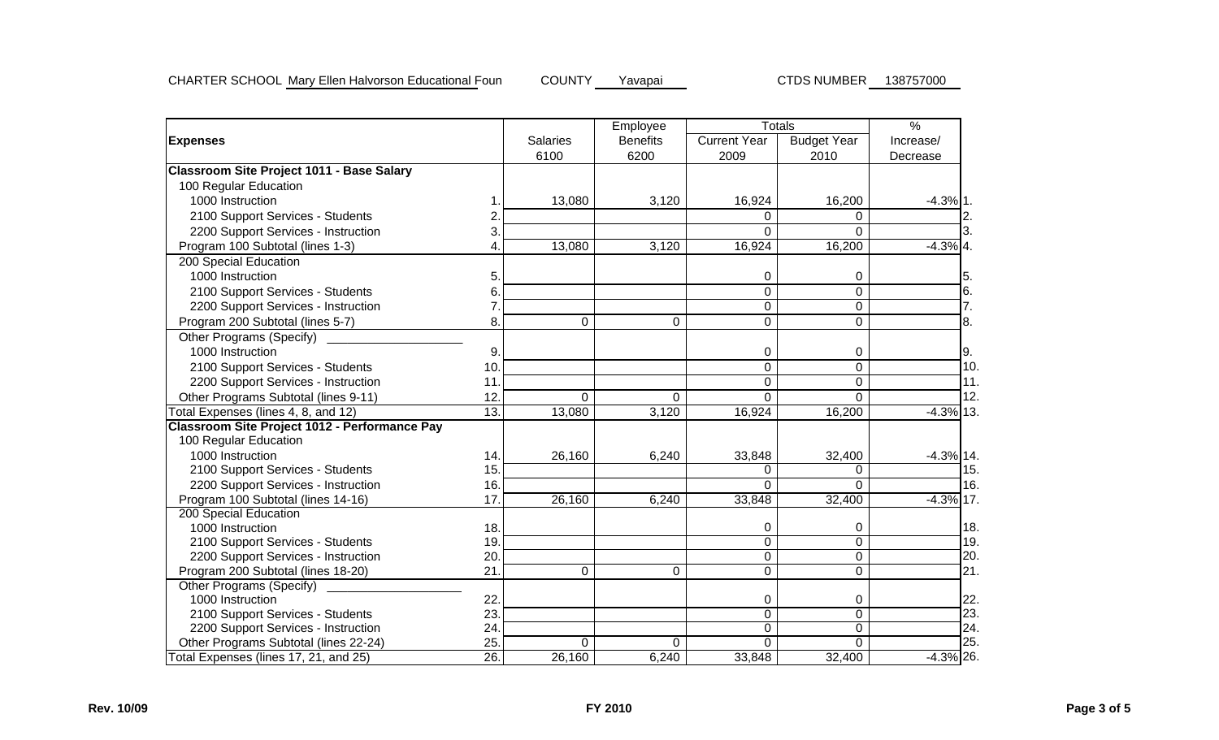CHARTER SCHOOL Mary Ellen Halvorson Educational Foun COUNTY Yavapai CTDS NUMBER 138757000

| Expenses | | Salaries 6100 | Employee Benefits 6200 | Totals Current Year 2009 | Budget Year 2010 | % Increase/ Decrease | |
|---|---|---|---|---|---|---|---|
| **Classroom Site Project 1011 - Base Salary** | | | | | | | |
| 100 Regular Education | | | | | | | |
| 1000 Instruction | 1. | 13,080 | 3,120 | 16,924 | 16,200 | -4.3% | 1. |
| 2100 Support Services - Students | 2. | | | 0 | 0 | | 2. |
| 2200 Support Services - Instruction | 3. | | | 0 | 0 | | 3. |
| Program 100 Subtotal (lines 1-3) | 4. | 13,080 | 3,120 | 16,924 | 16,200 | -4.3% | 4. |
| 200 Special Education | | | | | | | |
| 1000 Instruction | 5. | | | 0 | 0 | | 5. |
| 2100 Support Services - Students | 6. | | | 0 | 0 | | 6. |
| 2200 Support Services - Instruction | 7. | | | 0 | 0 | | 7. |
| Program 200 Subtotal (lines 5-7) | 8. | 0 | 0 | 0 | 0 | | 8. |
| Other Programs (Specify) ________________ | | | | | | | |
| 1000 Instruction | 9. | | | 0 | 0 | | 9. |
| 2100 Support Services - Students | 10. | | | 0 | 0 | | 10. |
| 2200 Support Services - Instruction | 11. | | | 0 | 0 | | 11. |
| Other Programs Subtotal (lines 9-11) | 12. | 0 | 0 | 0 | 0 | | 12. |
| Total Expenses (lines 4, 8, and 12) | 13. | 13,080 | 3,120 | 16,924 | 16,200 | -4.3% | 13. |
| **Classroom Site Project 1012 - Performance Pay** | | | | | | | |
| 100 Regular Education | | | | | | | |
| 1000 Instruction | 14. | 26,160 | 6,240 | 33,848 | 32,400 | -4.3% | 14. |
| 2100 Support Services - Students | 15. | | | 0 | 0 | | 15. |
| 2200 Support Services - Instruction | 16. | | | 0 | 0 | | 16. |
| Program 100 Subtotal (lines 14-16) | 17. | 26,160 | 6,240 | 33,848 | 32,400 | -4.3% | 17. |
| 200 Special Education | | | | | | | |
| 1000 Instruction | 18. | | | 0 | 0 | | 18. |
| 2100 Support Services - Students | 19. | | | 0 | 0 | | 19. |
| 2200 Support Services - Instruction | 20. | | | 0 | 0 | | 20. |
| Program 200 Subtotal (lines 18-20) | 21. | 0 | 0 | 0 | 0 | | 21. |
| Other Programs (Specify) ________________ | | | | | | | |
| 1000 Instruction | 22. | | | 0 | 0 | | 22. |
| 2100 Support Services - Students | 23. | | | 0 | 0 | | 23. |
| 2200 Support Services - Instruction | 24. | | | 0 | 0 | | 24. |
| Other Programs Subtotal (lines 22-24) | 25. | 0 | 0 | 0 | 0 | | 25. |
| Total Expenses (lines 17, 21, and 25) | 26. | 26,160 | 6,240 | 33,848 | 32,400 | -4.3% | 26. |

**Rev. 10/09** **FY 2010**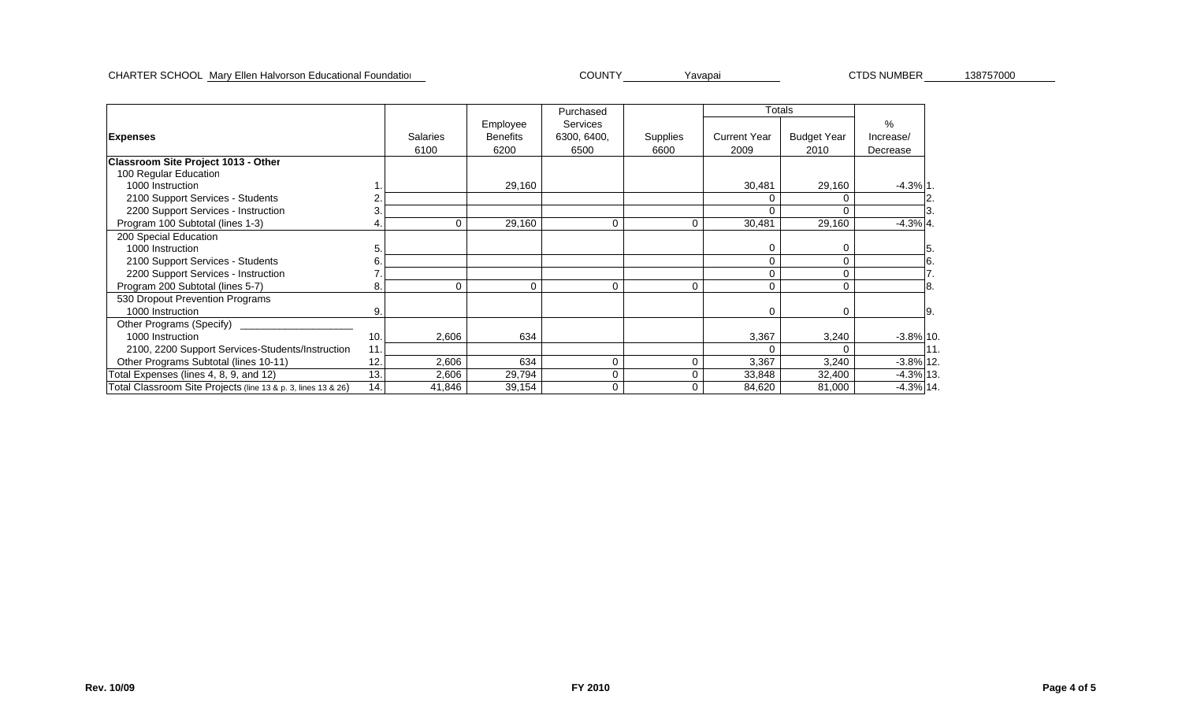CHARTER SCHOOL Mary Ellen Halvorson Educational Foundation COUNTY Yavapai CTDS NUMBER 138757000

| Expenses | | Salaries 6100 | Employee Benefits 6200 | Purchased Services 6300, 6400, 6500 | Supplies 6600 | Totals Current Year 2009 | Totals Budget Year 2010 | % Increase/ Decrease | |
|---|---|---|---|---|---|---|---|---|---|
| **Classroom Site Project 1013 - Other** | | | | | | | | | |
| 100 Regular Education | | | | | | | | | |
| 1000 Instruction | 1. | | 29,160 | | | 30,481 | 29,160 | -4.3% | 1. |
| 2100 Support Services - Students | 2. | | | | | 0 | 0 | | 2. |
| 2200 Support Services - Instruction | 3. | | | | | 0 | 0 | | 3. |
| Program 100 Subtotal (lines 1-3) | 4. | 0 | 29,160 | 0 | 0 | 30,481 | 29,160 | -4.3% | 4. |
| 200 Special Education | | | | | | | | | |
| 1000 Instruction | 5. | | | | | 0 | 0 | | 5. |
| 2100 Support Services - Students | 6. | | | | | 0 | 0 | | 6. |
| 2200 Support Services - Instruction | 7. | | | | | 0 | 0 | | 7. |
| Program 200 Subtotal (lines 5-7) | 8. | 0 | 0 | 0 | 0 | 0 | 0 | | 8. |
| 530 Dropout Prevention Programs | | | | | | | | | |
| 1000 Instruction | 9. | | | | | 0 | 0 | | 9. |
| Other Programs (Specify) ___________________ | | | | | | | | | |
| 1000 Instruction | 10. | 2,606 | 634 | | | 3,367 | 3,240 | -3.8% | 10. |
| 2100, 2200 Support Services-Students/Instruction | 11. | | | | | 0 | 0 | | 11. |
| Other Programs Subtotal (lines 10-11) | 12. | 2,606 | 634 | 0 | 0 | 3,367 | 3,240 | -3.8% | 12. |
| Total Expenses (lines 4, 8, 9, and 12) | 13. | 2,606 | 29,794 | 0 | 0 | 33,848 | 32,400 | -4.3% | 13. |
| Total Classroom Site Projects (line 13 & p. 3, lines 13 & 26) | 14. | 41,846 | 39,154 | 0 | 0 | 84,620 | 81,000 | -4.3% | 14. |

Rev. 10/09 FY 2010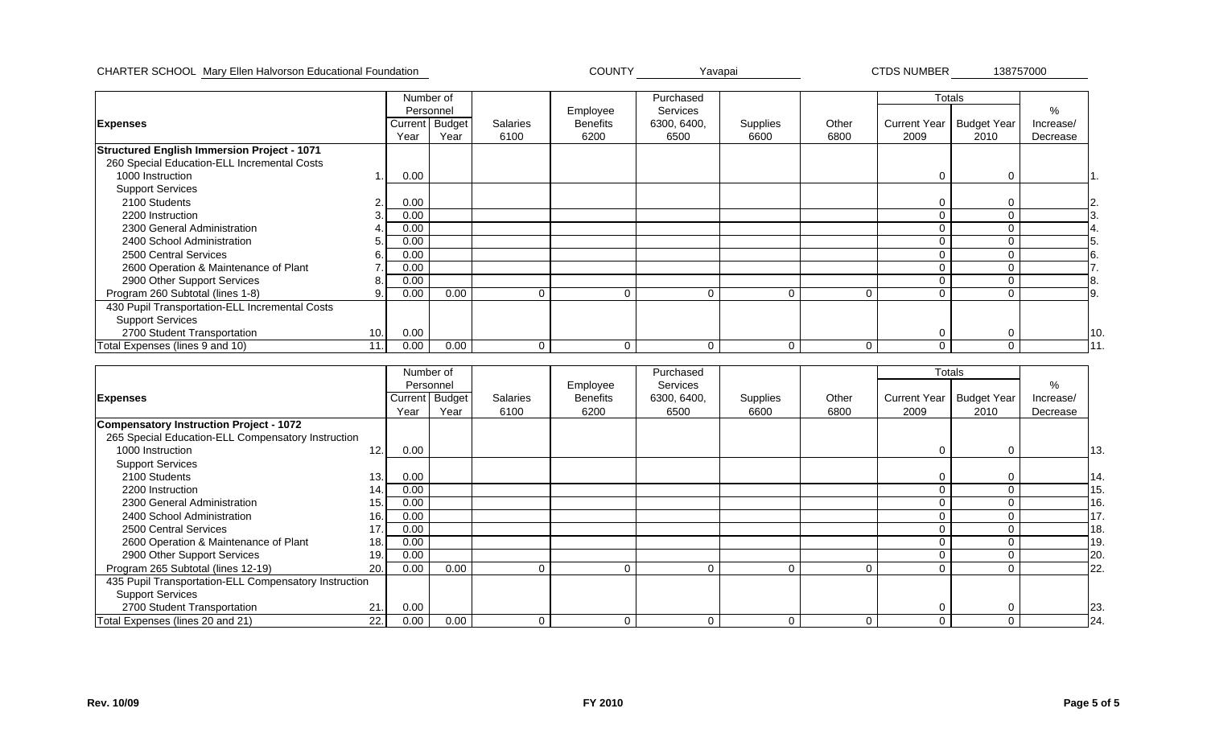CHARTER SCHOOL Mary Ellen Halvorson Educational Foundation COUNTY Yavapai CTDS NUMBER 138757000

| Expenses | | Number of Personnel Current Year | Number of Personnel Budget Year | Salaries 6100 | Employee Benefits 6200 | Purchased Services 6300, 6400, 6500 | Supplies 6600 | Other 6800 | Totals Current Year 2009 | Totals Budget Year 2010 | % Increase/ Decrease | |
|---|---|---|---|---|---|---|---|---|---|---|---|---|
| **Structured English Immersion Project - 1071** | | | | | | | | | | | | |
| 260 Special Education-ELL Incremental Costs | | | | | | | | | | | | |
| 1000 Instruction | 1. | 0.00 | | | | | | | 0 | 0 | | 1. |
| Support Services | | | | | | | | | | | | |
| 2100 Students | 2. | 0.00 | | | | | | | 0 | 0 | | 2. |
| 2200 Instruction | 3. | 0.00 | | | | | | | 0 | 0 | | 3. |
| 2300 General Administration | 4. | 0.00 | | | | | | | 0 | 0 | | 4. |
| 2400 School Administration | 5. | 0.00 | | | | | | | 0 | 0 | | 5. |
| 2500 Central Services | 6. | 0.00 | | | | | | | 0 | 0 | | 6. |
| 2600 Operation & Maintenance of Plant | 7. | 0.00 | | | | | | | 0 | 0 | | 7. |
| 2900 Other Support Services | 8. | 0.00 | | | | | | | 0 | 0 | | 8. |
| Program 260 Subtotal (lines 1-8) | 9. | 0.00 | 0.00 | 0 | 0 | 0 | 0 | 0 | 0 | 0 | | 9. |
| 430 Pupil Transportation-ELL Incremental Costs | | | | | | | | | | | | |
| Support Services | | | | | | | | | | | | |
| 2700 Student Transportation | 10. | 0.00 | | | | | | | 0 | 0 | | 10. |
| Total Expenses (lines 9 and 10) | 11. | 0.00 | 0.00 | 0 | 0 | 0 | 0 | 0 | 0 | 0 | | 11. |

| Expenses | | Number of Personnel Current Year | Number of Personnel Budget Year | Salaries 6100 | Employee Benefits 6200 | Purchased Services 6300, 6400, 6500 | Supplies 6600 | Other 6800 | Totals Current Year 2009 | Totals Budget Year 2010 | % Increase/ Decrease | |
|---|---|---|---|---|---|---|---|---|---|---|---|---|
| **Compensatory Instruction Project - 1072** | | | | | | | | | | | | |
| 265 Special Education-ELL Compensatory Instruction | | | | | | | | | | | | |
| 1000 Instruction | 12. | 0.00 | | | | | | | 0 | 0 | | 13. |
| Support Services | | | | | | | | | | | | |
| 2100 Students | 13. | 0.00 | | | | | | | 0 | 0 | | 14. |
| 2200 Instruction | 14. | 0.00 | | | | | | | 0 | 0 | | 15. |
| 2300 General Administration | 15. | 0.00 | | | | | | | 0 | 0 | | 16. |
| 2400 School Administration | 16. | 0.00 | | | | | | | 0 | 0 | | 17. |
| 2500 Central Services | 17. | 0.00 | | | | | | | 0 | 0 | | 18. |
| 2600 Operation & Maintenance of Plant | 18. | 0.00 | | | | | | | 0 | 0 | | 19. |
| 2900 Other Support Services | 19. | 0.00 | | | | | | | 0 | 0 | | 20. |
| Program 265 Subtotal (lines 12-19) | 20. | 0.00 | 0.00 | 0 | 0 | 0 | 0 | 0 | 0 | 0 | | 22. |
| 435 Pupil Transportation-ELL Compensatory Instruction | | | | | | | | | | | | |
| Support Services | | | | | | | | | | | | |
| 2700 Student Transportation | 21. | 0.00 | | | | | | | 0 | 0 | | 23. |
| Total Expenses (lines 20 and 21) | 22. | 0.00 | 0.00 | 0 | 0 | 0 | 0 | 0 | 0 | 0 | | 24. |

Rev. 10/09 FY 2010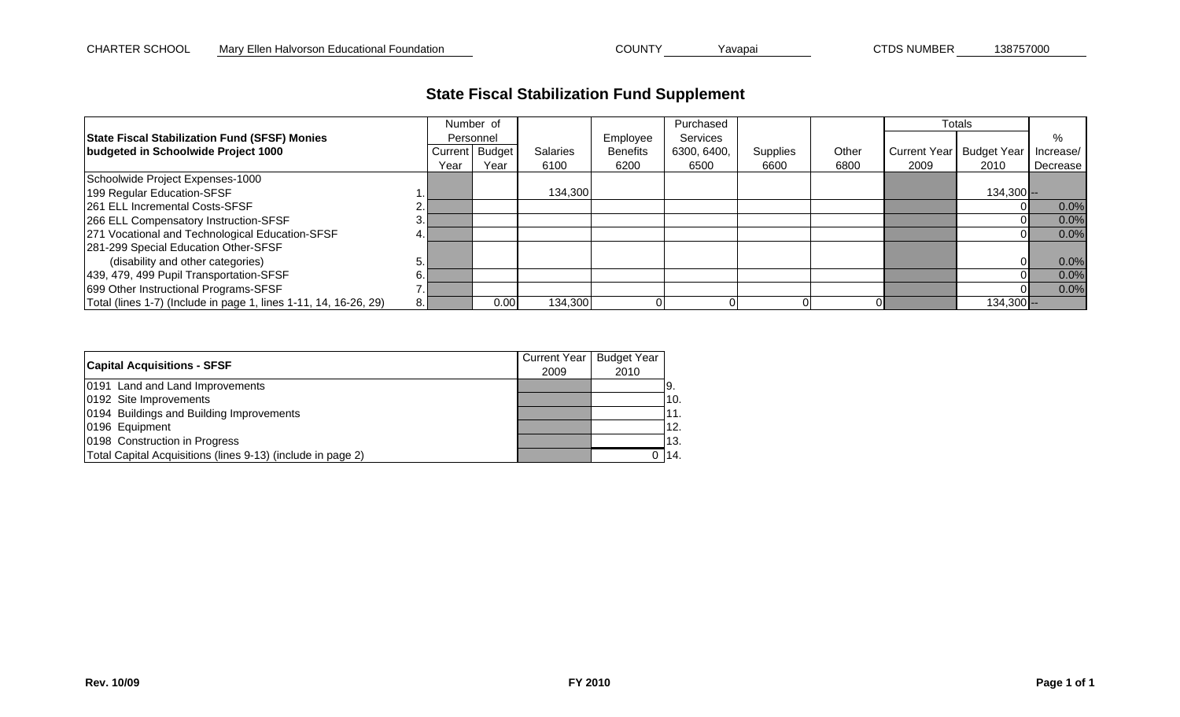CHARTER SCHOOL Mary Ellen Halvorson Educational Foundation COUNTY Yavapai CTDS NUMBER 138757000

# State Fiscal Stabilization Fund Supplement

| State Fiscal Stabilization Fund (SFSF) Monies budgeted in Schoolwide Project 1000 | | Number of Personnel | | Salaries 6100 | Employee Benefits 6200 | Purchased Services 6300, 6400, 6500 | Supplies 6600 | Other 6800 | Totals | | % Increase/ Decrease |
|---|---|---|---|---|---|---|---|---|---|---|---|
| | | Current Year | Budget Year | | | | | | Current Year 2009 | Budget Year 2010 | |
| Schoolwide Project Expenses-1000 | | | | | | | | | | | |
| 199 Regular Education-SFSF | 1. | | | 134,300 | | | | | | 134,300 | -- |
| 261 ELL Incremental Costs-SFSF | 2. | | | | | | | | | 0 | 0.0% |
| 266 ELL Compensatory Instruction-SFSF | 3. | | | | | | | | | 0 | 0.0% |
| 271 Vocational and Technological Education-SFSF | 4. | | | | | | | | | 0 | 0.0% |
| 281-299 Special Education Other-SFSF (disability and other categories) | 5. | | | | | | | | | 0 | 0.0% |
| 439, 479, 499 Pupil Transportation-SFSF | 6. | | | | | | | | | 0 | 0.0% |
| 699 Other Instructional Programs-SFSF | 7. | | | | | | | | | 0 | 0.0% |
| Total (lines 1-7) (Include in page 1, lines 1-11, 14, 16-26, 29) | 8. | | 0.00 | 134,300 | 0 | 0 | 0 | 0 | | 134,300 | -- |

| Capital Acquisitions - SFSF | Current Year 2009 | Budget Year 2010 | |
|---|---|---|---|
| 0191 Land and Land Improvements | | | 9. |
| 0192 Site Improvements | | | 10. |
| 0194 Buildings and Building Improvements | | | 11. |
| 0196 Equipment | | | 12. |
| 0198 Construction in Progress | | | 13. |
| Total Capital Acquisitions (lines 9-13) (include in page 2) | | 0 | 14. |

Rev. 10/09 FY 2010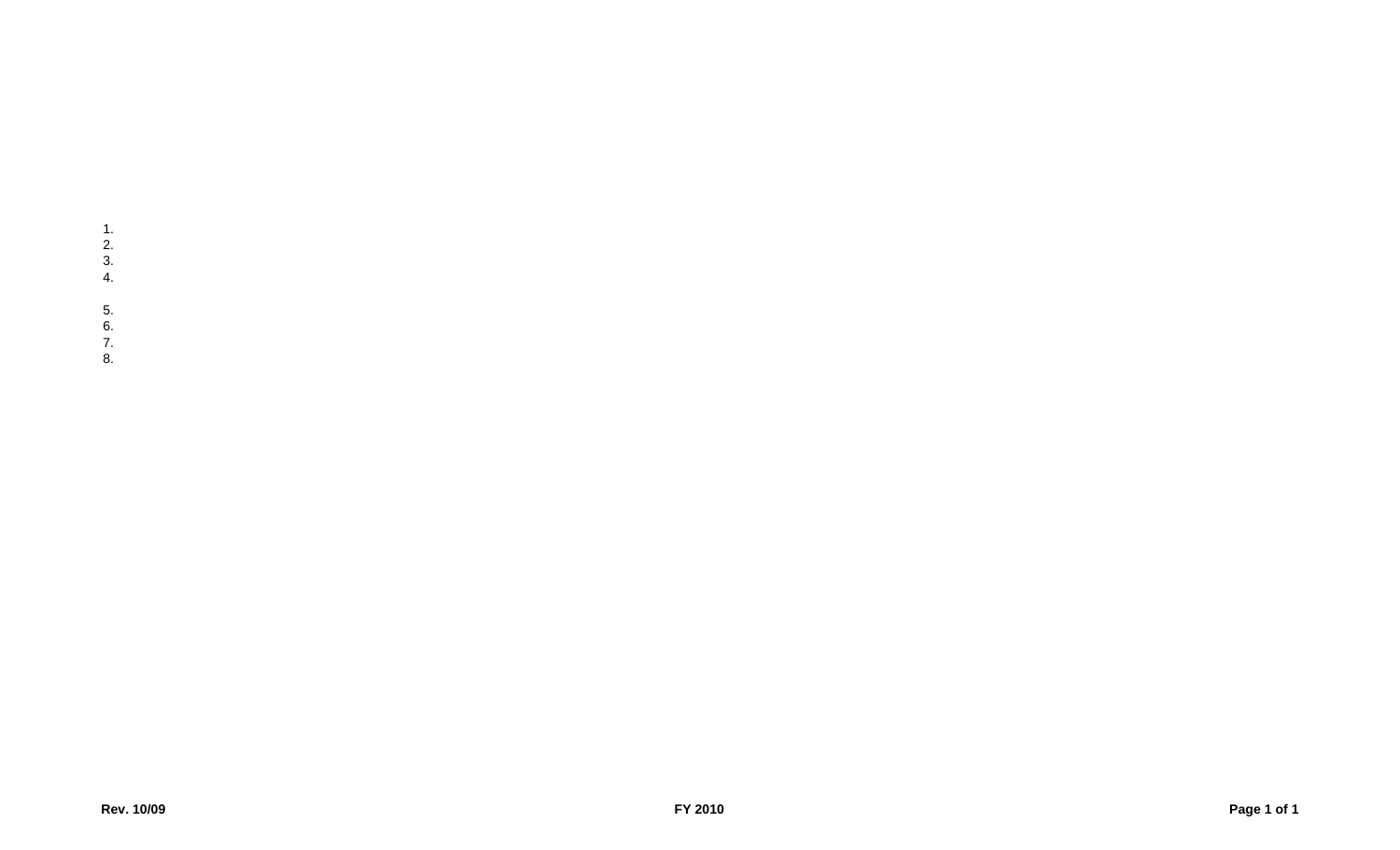1.
2.
3.
4.

5.
6.
7.
8.